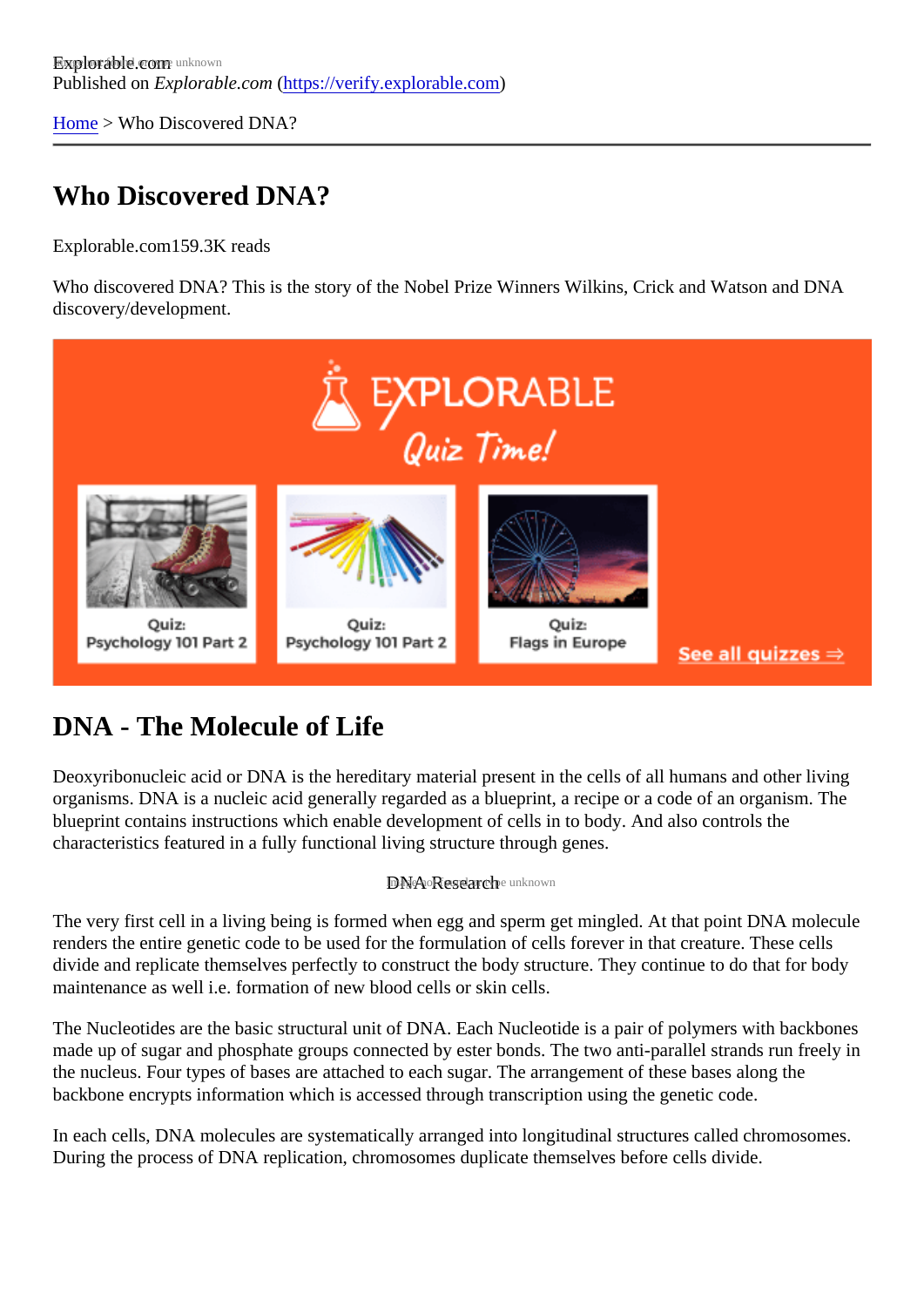Explorable.com
Published on *Explorable.com* (https://verify.explorable.com)

Home > Who Discovered DNA?

# Who Discovered DNA?

Explorable.com159.3K reads

Who discovered DNA? This is the story of the Nobel Prize Winners Wilkins, Crick and Watson and DNA discovery/development.

## DNA - The Molecule of Life

Deoxyribonucleic acid or DNA is the hereditary material present in the cells of all humans and other living organisms. DNA is a nucleic acid generally regarded as a blueprint, a recipe or a code of an organism. The blueprint contains instructions which enable development of cells in to body. And also controls the characteristics featured in a fully functional living structure through genes.

DNA Research

The very first cell in a living being is formed when egg and sperm get mingled. At that point DNA molecule renders the entire genetic code to be used for the formulation of cells forever in that creature. These cells divide and replicate themselves perfectly to construct the body structure. They continue to do that for body maintenance as well i.e. formation of new blood cells or skin cells.

The Nucleotides are the basic structural unit of DNA. Each Nucleotide is a pair of polymers with backbones made up of sugar and phosphate groups connected by ester bonds. The two anti-parallel strands run freely in the nucleus. Four types of bases are attached to each sugar. The arrangement of these bases along the backbone encrypts information which is accessed through transcription using the genetic code.

In each cells, DNA molecules are systematically arranged into longitudinal structures called chromosomes. During the process of DNA replication, chromosomes duplicate themselves before cells divide.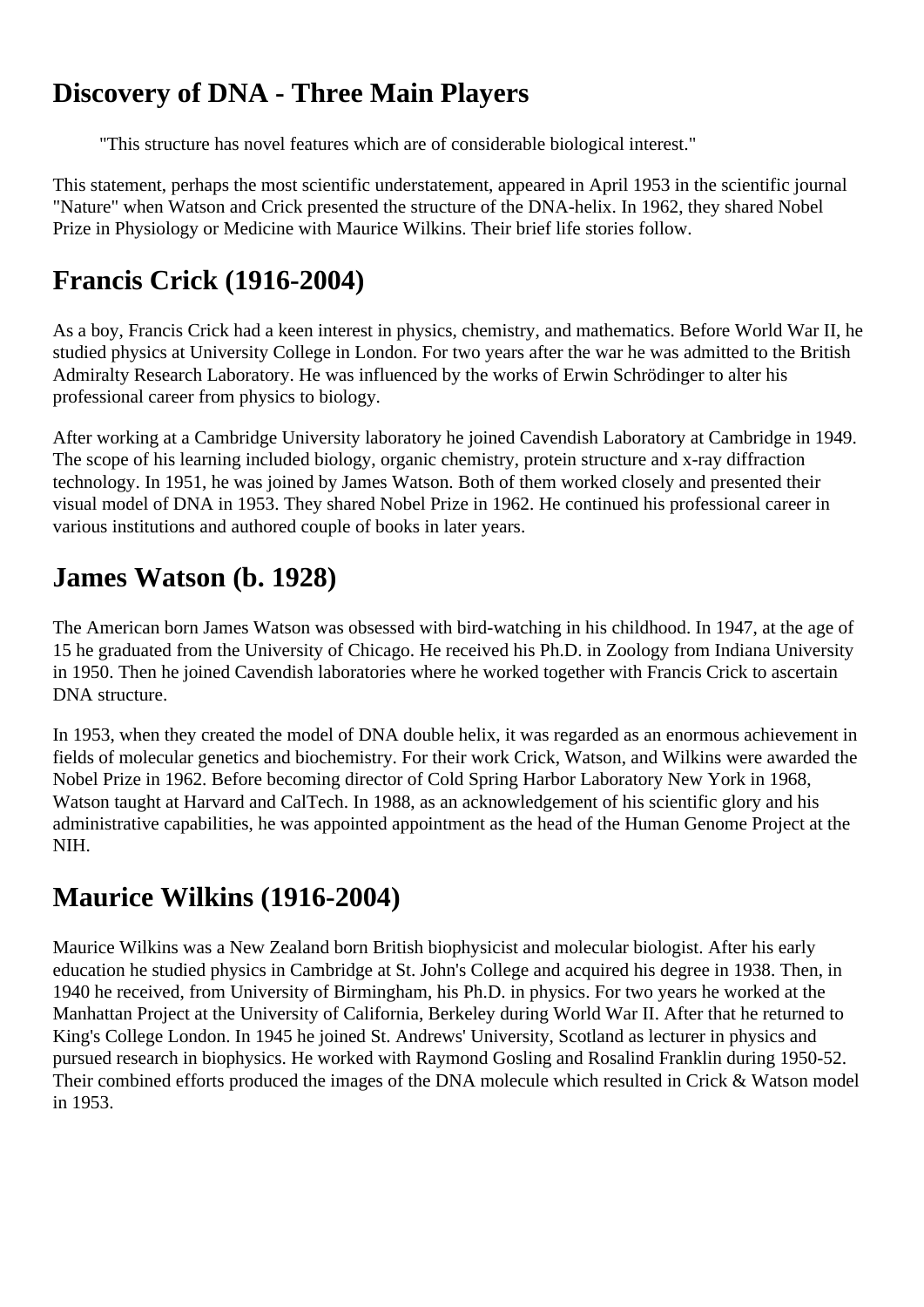# Discovery of DNA - Three Main Players

> "This structure has novel features which are of considerable biological interest."

This statement, perhaps the most scientific understatement, appeared in April 1953 in the scientific journal "Nature" when Watson and Crick presented the structure of the DNA-helix. In 1962, they shared Nobel Prize in Physiology or Medicine with Maurice Wilkins. Their brief life stories follow.

# Francis Crick (1916-2004)

As a boy, Francis Crick had a keen interest in physics, chemistry, and mathematics. Before World War II, he studied physics at University College in London. For two years after the war he was admitted to the British Admiralty Research Laboratory. He was influenced by the works of Erwin Schrödinger to alter his professional career from physics to biology.

After working at a Cambridge University laboratory he joined Cavendish Laboratory at Cambridge in 1949. The scope of his learning included biology, organic chemistry, protein structure and x-ray diffraction technology. In 1951, he was joined by James Watson. Both of them worked closely and presented their visual model of DNA in 1953. They shared Nobel Prize in 1962. He continued his professional career in various institutions and authored couple of books in later years.

# James Watson (b. 1928)

The American born James Watson was obsessed with bird-watching in his childhood. In 1947, at the age of 15 he graduated from the University of Chicago. He received his Ph.D. in Zoology from Indiana University in 1950. Then he joined Cavendish laboratories where he worked together with Francis Crick to ascertain DNA structure.

In 1953, when they created the model of DNA double helix, it was regarded as an enormous achievement in fields of molecular genetics and biochemistry. For their work Crick, Watson, and Wilkins were awarded the Nobel Prize in 1962. Before becoming director of Cold Spring Harbor Laboratory New York in 1968, Watson taught at Harvard and CalTech. In 1988, as an acknowledgement of his scientific glory and his administrative capabilities, he was appointed appointment as the head of the Human Genome Project at the NIH.

# Maurice Wilkins (1916-2004)

Maurice Wilkins was a New Zealand born British biophysicist and molecular biologist. After his early education he studied physics in Cambridge at St. John's College and acquired his degree in 1938. Then, in 1940 he received, from University of Birmingham, his Ph.D. in physics. For two years he worked at the Manhattan Project at the University of California, Berkeley during World War II. After that he returned to King's College London. In 1945 he joined St. Andrews' University, Scotland as lecturer in physics and pursued research in biophysics. He worked with Raymond Gosling and Rosalind Franklin during 1950-52. Their combined efforts produced the images of the DNA molecule which resulted in Crick & Watson model in 1953.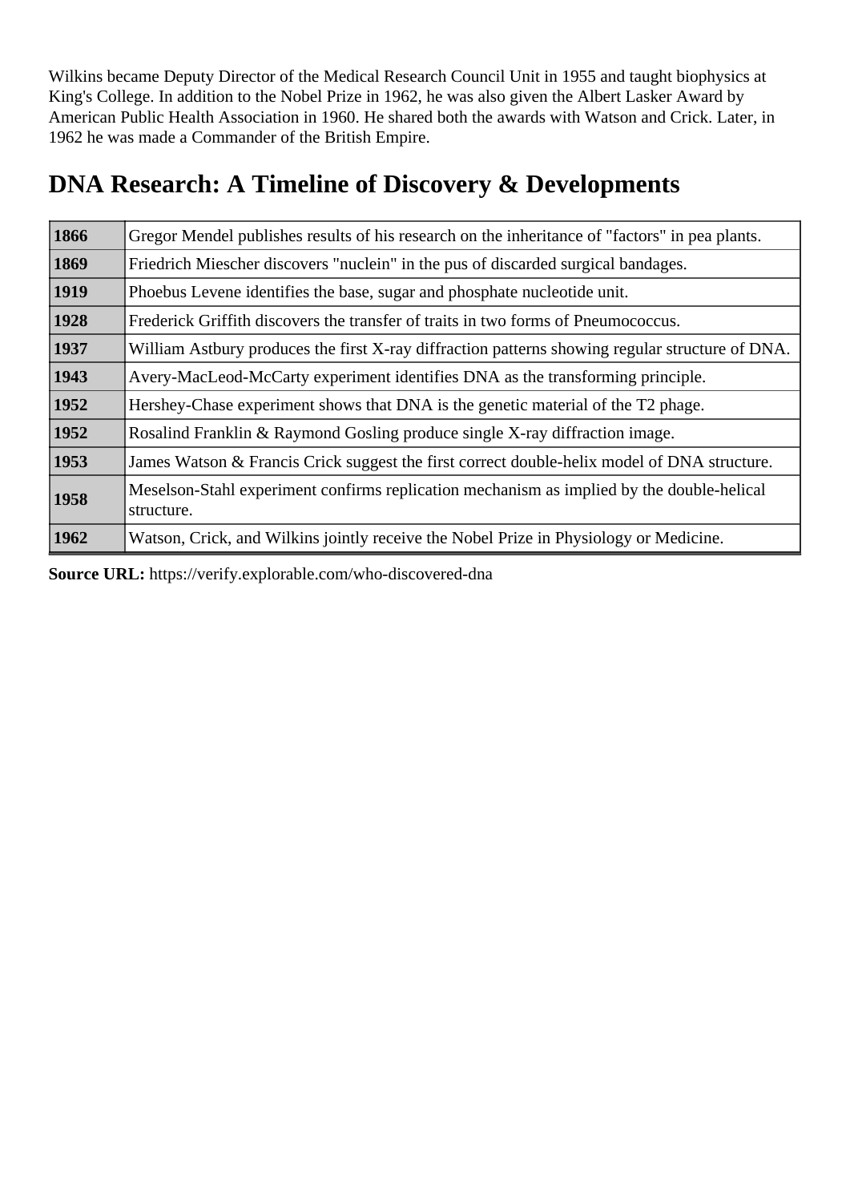Wilkins became Deputy Director of the Medical Research Council Unit in 1955 and taught biophysics at King's College. In addition to the Nobel Prize in 1962, he was also given the Albert Lasker Award by American Public Health Association in 1960. He shared both the awards with Watson and Crick. Later, in 1962 he was made a Commander of the British Empire.

## DNA Research: A Timeline of Discovery & Developments

| | |
|---|---|
| **1866** | Gregor Mendel publishes results of his research on the inheritance of "factors" in pea plants. |
| **1869** | Friedrich Miescher discovers "nuclein" in the pus of discarded surgical bandages. |
| **1919** | Phoebus Levene identifies the base, sugar and phosphate nucleotide unit. |
| **1928** | Frederick Griffith discovers the transfer of traits in two forms of Pneumococcus. |
| **1937** | William Astbury produces the first X-ray diffraction patterns showing regular structure of DNA. |
| **1943** | Avery-MacLeod-McCarty experiment identifies DNA as the transforming principle. |
| **1952** | Hershey-Chase experiment shows that DNA is the genetic material of the T2 phage. |
| **1952** | Rosalind Franklin & Raymond Gosling produce single X-ray diffraction image. |
| **1953** | James Watson & Francis Crick suggest the first correct double-helix model of DNA structure. |
| **1958** | Meselson-Stahl experiment confirms replication mechanism as implied by the double-helical structure. |
| **1962** | Watson, Crick, and Wilkins jointly receive the Nobel Prize in Physiology or Medicine. |

**Source URL:** https://verify.explorable.com/who-discovered-dna